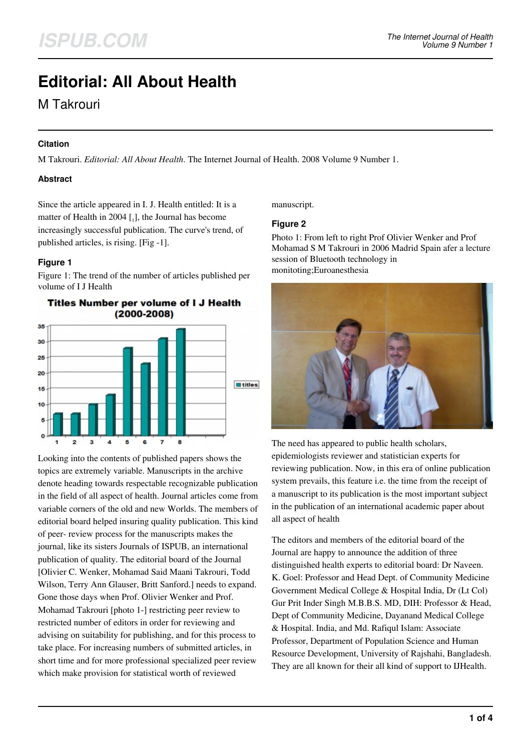# Editorial: All About Health

M Takrouri

## Citation

M Takrouri. *Editorial: All About Health*. The Internet Journal of Health. 2008 Volume 9 Number 1.

## Abstract

Since the article appeared in I. J. Health entitled: It is a matter of Health in 2004 [1], the Journal has become increasingly successful publication. The curve's trend, of published articles, is rising. [Fig -1].

### Figure 1

Figure 1: The trend of the number of articles published per volume of I J Health

Looking into the contents of published papers shows the topics are extremely variable. Manuscripts in the archive denote heading towards respectable recognizable publication in the field of all aspect of health. Journal articles come from variable corners of the old and new Worlds. The members of editorial board helped insuring quality publication. This kind of peer- review process for the manuscripts makes the journal, like its sisters Journals of ISPUB, an international publication of quality. The editorial board of the Journal [Olivier C. Wenker, Mohamad Said Maani Takrouri, Todd Wilson, Terry Ann Glauser, Britt Sanford.] needs to expand. Gone those days when Prof. Olivier Wenker and Prof. Mohamad Takrouri [photo 1-] restricting peer review to restricted number of editors in order for reviewing and advising on suitability for publishing, and for this process to take place. For increasing numbers of submitted articles, in short time and for more professional specialized peer review which make provision for statistical worth of reviewed manuscript.

### Figure 2

Photo 1: From left to right Prof Olivier Wenker and Prof Mohamad S M Takrouri in 2006 Madrid Spain afer a lecture session of Bluetooth technology in monitoting;Euroanesthesia

The need has appeared to public health scholars, epidemiologists reviewer and statistician experts for reviewing publication. Now, in this era of online publication system prevails, this feature i.e. the time from the receipt of a manuscript to its publication is the most important subject in the publication of an international academic paper about all aspect of health

The editors and members of the editorial board of the Journal are happy to announce the addition of three distinguished health experts to editorial board: Dr Naveen. K. Goel: Professor and Head Dept. of Community Medicine Government Medical College & Hospital India, Dr (Lt Col) Gur Prit Inder Singh M.B.B.S. MD, DIH: Professor & Head, Dept of Community Medicine, Dayanand Medical College & Hospital. India, and Md. Rafiqul Islam: Associate Professor, Department of Population Science and Human Resource Development, University of Rajshahi, Bangladesh. They are all known for their all kind of support to IJHealth.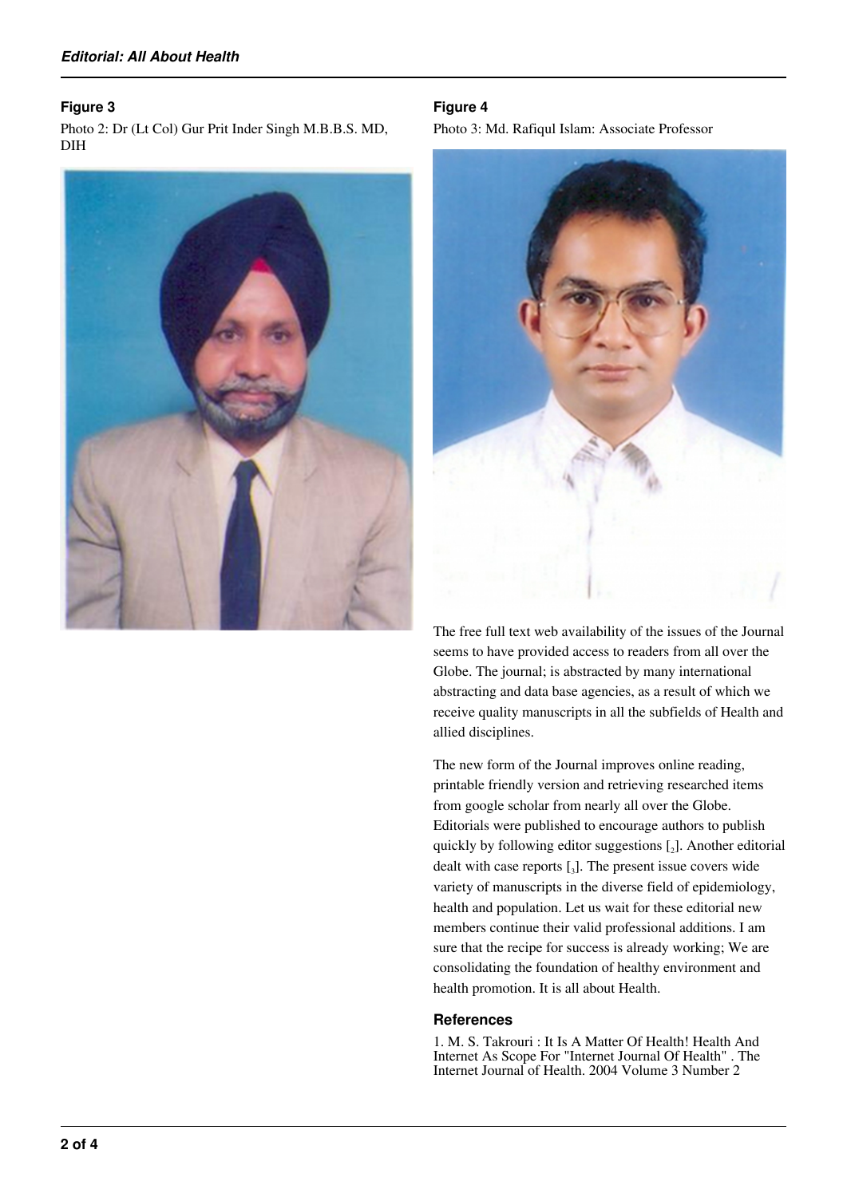### Figure 3

Photo 2: Dr (Lt Col) Gur Prit Inder Singh M.B.B.S. MD, DIH

### Figure 4

Photo 3: Md. Rafiqul Islam: Associate Professor

The free full text web availability of the issues of the Journal seems to have provided access to readers from all over the Globe. The journal; is abstracted by many international abstracting and data base agencies, as a result of which we receive quality manuscripts in all the subfields of Health and allied disciplines.

The new form of the Journal improves online reading, printable friendly version and retrieving researched items from google scholar from nearly all over the Globe. Editorials were published to encourage authors to publish quickly by following editor suggestions [2]. Another editorial dealt with case reports [3]. The present issue covers wide variety of manuscripts in the diverse field of epidemiology, health and population. Let us wait for these editorial new members continue their valid professional additions. I am sure that the recipe for success is already working; We are consolidating the foundation of healthy environment and health promotion. It is all about Health.

## References

1. M. S. Takrouri : It Is A Matter Of Health! Health And Internet As Scope For "Internet Journal Of Health" . The Internet Journal of Health. 2004 Volume 3 Number 2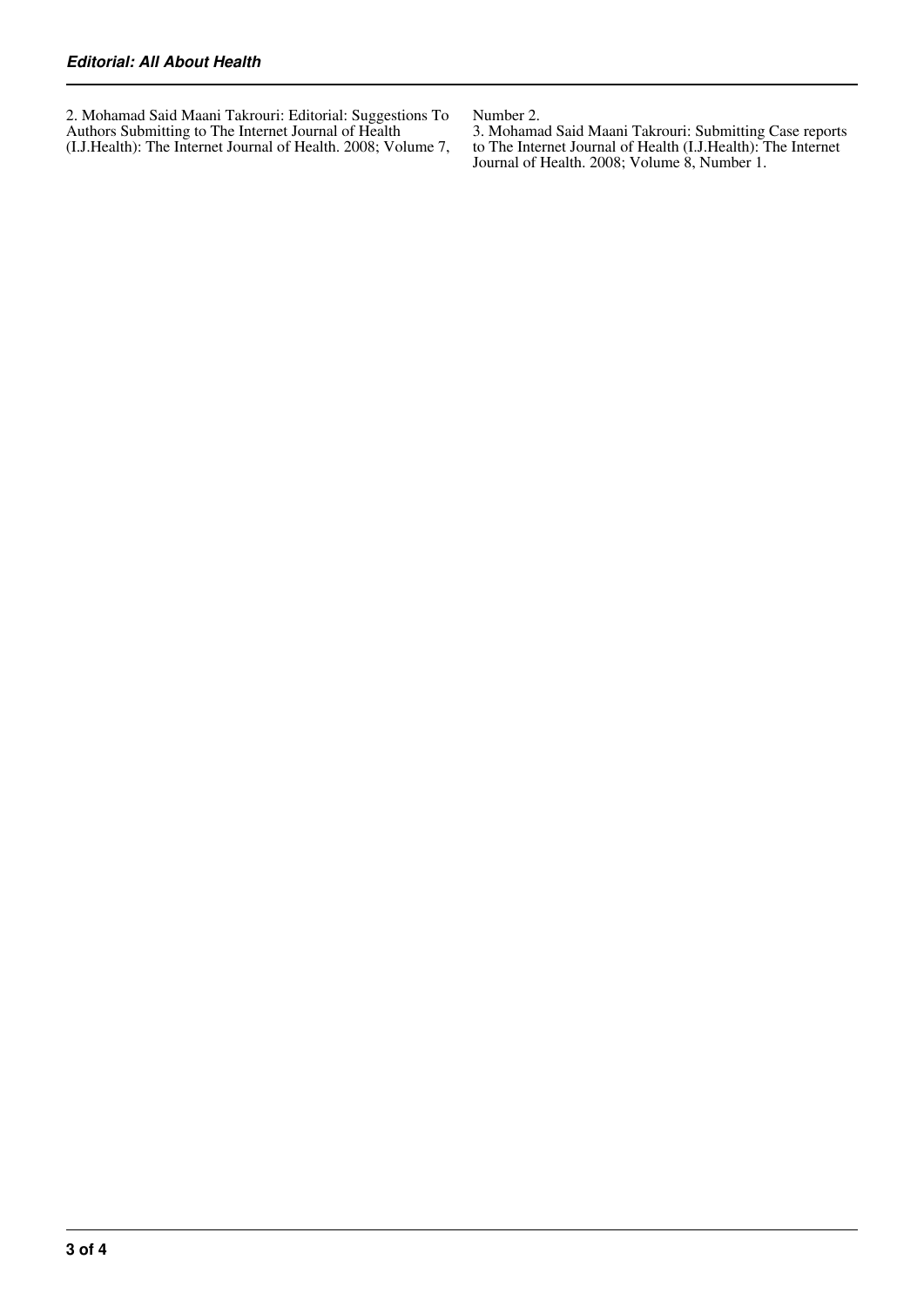2. Mohamad Said Maani Takrouri: Editorial: Suggestions To Authors Submitting to The Internet Journal of Health (I.J.Health): The Internet Journal of Health. 2008; Volume 7, Number 2.

3. Mohamad Said Maani Takrouri: Submitting Case reports to The Internet Journal of Health (I.J.Health): The Internet Journal of Health. 2008; Volume 8, Number 1.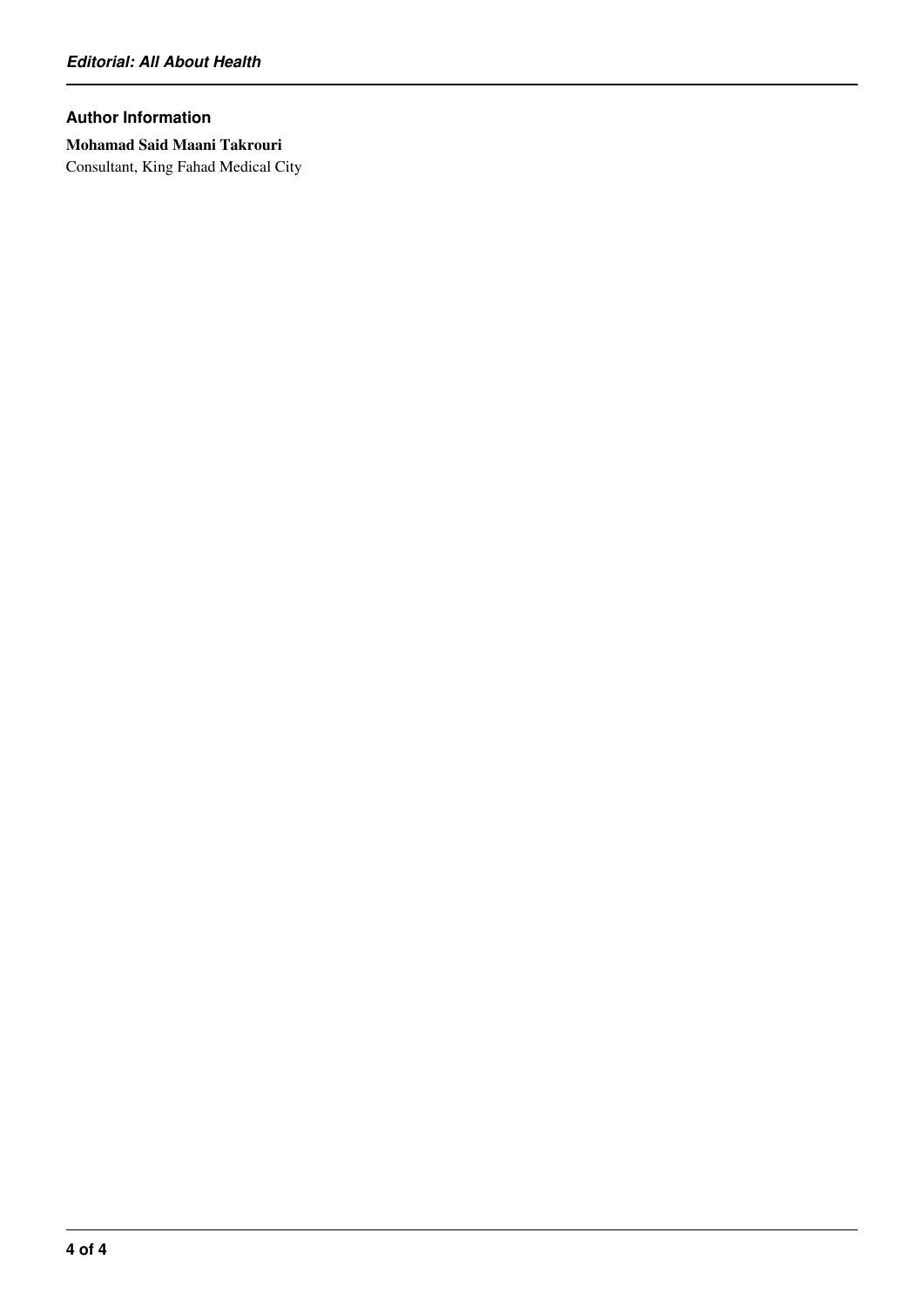## Author Information

**Mohamad Said Maani Takrouri**
Consultant, King Fahad Medical City